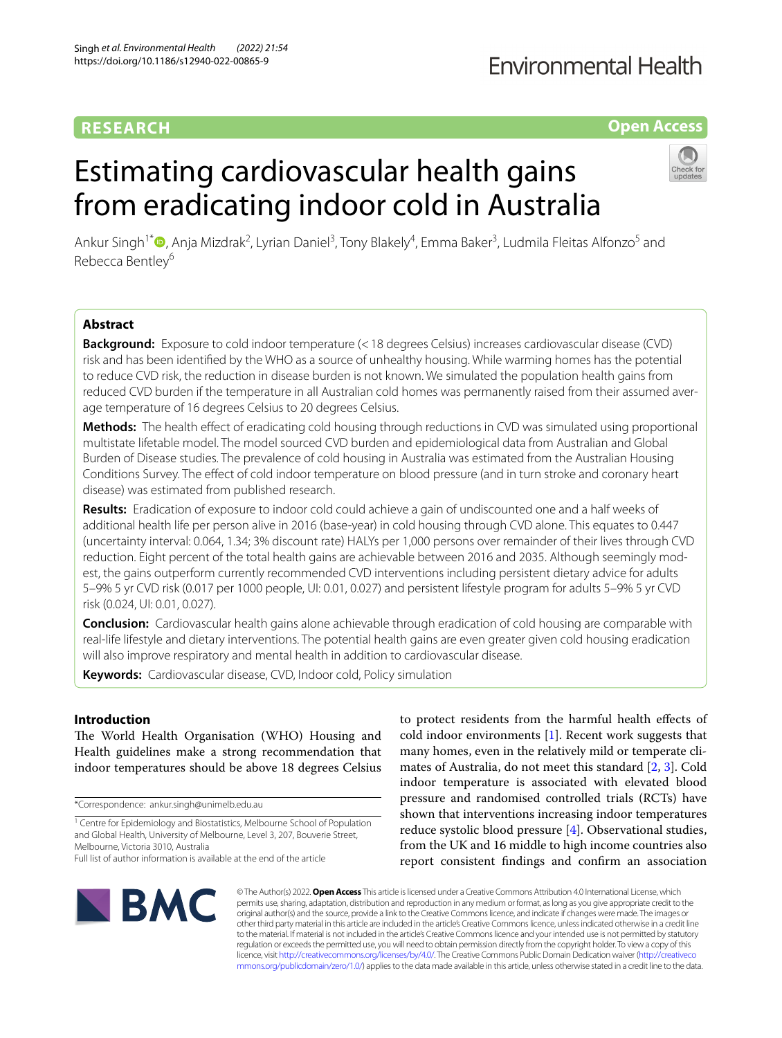RESEARCH

Open Access

# Estimating cardiovascular health gains from eradicating indoor cold in Australia

Ankur Singh[1*], Anja Mizdrak[2], Lyrian Daniel[3], Tony Blakely[4], Emma Baker[3], Ludmila Fleitas Alfonzo[5] and Rebecca Bentley[6]

## Abstract

**Background:** Exposure to cold indoor temperature (< 18 degrees Celsius) increases cardiovascular disease (CVD) risk and has been identified by the WHO as a source of unhealthy housing. While warming homes has the potential to reduce CVD risk, the reduction in disease burden is not known. We simulated the population health gains from reduced CVD burden if the temperature in all Australian cold homes was permanently raised from their assumed average temperature of 16 degrees Celsius to 20 degrees Celsius.

**Methods:** The health effect of eradicating cold housing through reductions in CVD was simulated using proportional multistate lifetable model. The model sourced CVD burden and epidemiological data from Australian and Global Burden of Disease studies. The prevalence of cold housing in Australia was estimated from the Australian Housing Conditions Survey. The effect of cold indoor temperature on blood pressure (and in turn stroke and coronary heart disease) was estimated from published research.

**Results:** Eradication of exposure to indoor cold could achieve a gain of undiscounted one and a half weeks of additional health life per person alive in 2016 (base-year) in cold housing through CVD alone. This equates to 0.447 (uncertainty interval: 0.064, 1.34; 3% discount rate) HALYs per 1,000 persons over remainder of their lives through CVD reduction. Eight percent of the total health gains are achievable between 2016 and 2035. Although seemingly modest, the gains outperform currently recommended CVD interventions including persistent dietary advice for adults 5–9% 5 yr CVD risk (0.017 per 1000 people, UI: 0.01, 0.027) and persistent lifestyle program for adults 5–9% 5 yr CVD risk (0.024, UI: 0.01, 0.027).

**Conclusion:** Cardiovascular health gains alone achievable through eradication of cold housing are comparable with real-life lifestyle and dietary interventions. The potential health gains are even greater given cold housing eradication will also improve respiratory and mental health in addition to cardiovascular disease.

**Keywords:** Cardiovascular disease, CVD, Indoor cold, Policy simulation

## Introduction

The World Health Organisation (WHO) Housing and Health guidelines make a strong recommendation that indoor temperatures should be above 18 degrees Celsius to protect residents from the harmful health effects of cold indoor environments [1]. Recent work suggests that many homes, even in the relatively mild or temperate climates of Australia, do not meet this standard [2, 3]. Cold indoor temperature is associated with elevated blood pressure and randomised controlled trials (RCTs) have shown that interventions increasing indoor temperatures reduce systolic blood pressure [4]. Observational studies, from the UK and 16 middle to high income countries also report consistent findings and confirm an association

*Correspondence: ankur.singh@unimelb.edu.au

[1] Centre for Epidemiology and Biostatistics, Melbourne School of Population and Global Health, University of Melbourne, Level 3, 207, Bouverie Street, Melbourne, Victoria 3010, Australia

Full list of author information is available at the end of the article

© The Author(s) 2022. **Open Access** This article is licensed under a Creative Commons Attribution 4.0 International License, which permits use, sharing, adaptation, distribution and reproduction in any medium or format, as long as you give appropriate credit to the original author(s) and the source, provide a link to the Creative Commons licence, and indicate if changes were made. The images or other third party material in this article are included in the article's Creative Commons licence, unless indicated otherwise in a credit line to the material. If material is not included in the article's Creative Commons licence and your intended use is not permitted by statutory regulation or exceeds the permitted use, you will need to obtain permission directly from the copyright holder. To view a copy of this licence, visit http://creativecommons.org/licenses/by/4.0/. The Creative Commons Public Domain Dedication waiver (http://creativecommons.org/publicdomain/zero/1.0/) applies to the data made available in this article, unless otherwise stated in a credit line to the data.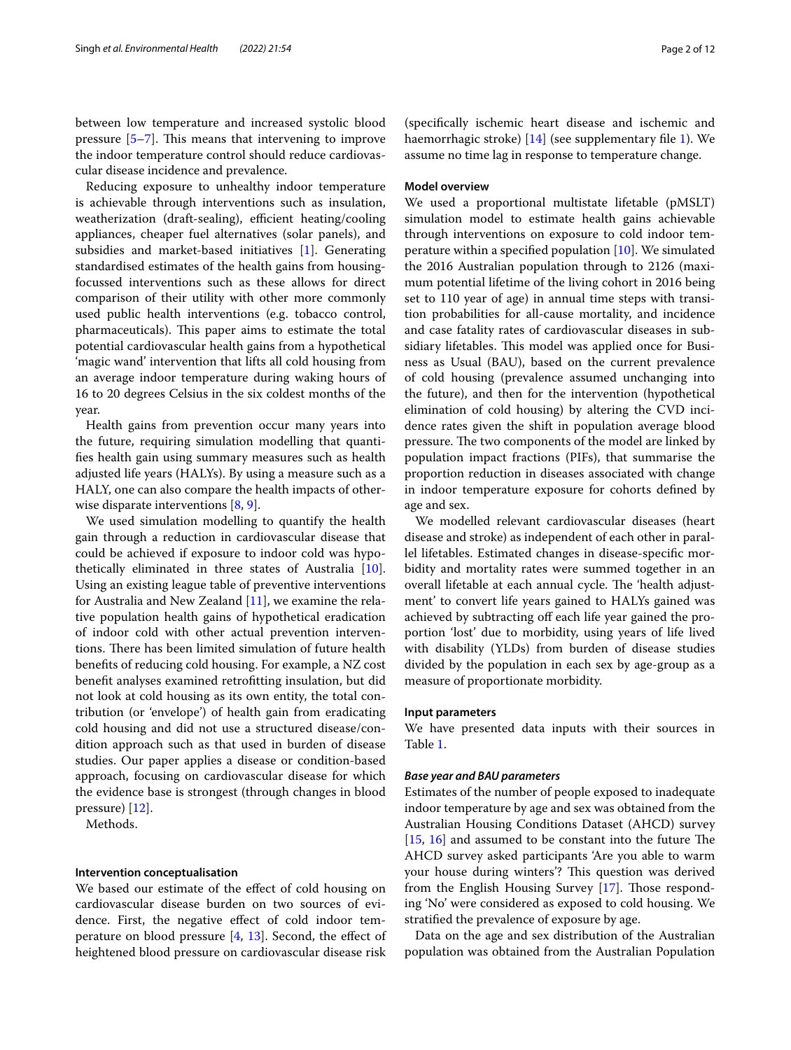between low temperature and increased systolic blood pressure [5–7]. This means that intervening to improve the indoor temperature control should reduce cardiovascular disease incidence and prevalence.

Reducing exposure to unhealthy indoor temperature is achievable through interventions such as insulation, weatherization (draft-sealing), efficient heating/cooling appliances, cheaper fuel alternatives (solar panels), and subsidies and market-based initiatives [1]. Generating standardised estimates of the health gains from housing-focussed interventions such as these allows for direct comparison of their utility with other more commonly used public health interventions (e.g. tobacco control, pharmaceuticals). This paper aims to estimate the total potential cardiovascular health gains from a hypothetical 'magic wand' intervention that lifts all cold housing from an average indoor temperature during waking hours of 16 to 20 degrees Celsius in the six coldest months of the year.

Health gains from prevention occur many years into the future, requiring simulation modelling that quantifies health gain using summary measures such as health adjusted life years (HALYs). By using a measure such as a HALY, one can also compare the health impacts of otherwise disparate interventions [8, 9].

We used simulation modelling to quantify the health gain through a reduction in cardiovascular disease that could be achieved if exposure to indoor cold was hypothetically eliminated in three states of Australia [10]. Using an existing league table of preventive interventions for Australia and New Zealand [11], we examine the relative population health gains of hypothetical eradication of indoor cold with other actual prevention interventions. There has been limited simulation of future health benefits of reducing cold housing. For example, a NZ cost benefit analyses examined retrofitting insulation, but did not look at cold housing as its own entity, the total contribution (or 'envelope') of health gain from eradicating cold housing and did not use a structured disease/condition approach such as that used in burden of disease studies. Our paper applies a disease or condition-based approach, focusing on cardiovascular disease for which the evidence base is strongest (through changes in blood pressure) [12].

Methods.

### Intervention conceptualisation

We based our estimate of the effect of cold housing on cardiovascular disease burden on two sources of evidence. First, the negative effect of cold indoor temperature on blood pressure [4, 13]. Second, the effect of heightened blood pressure on cardiovascular disease risk (specifically ischemic heart disease and ischemic and haemorrhagic stroke) [14] (see supplementary file 1). We assume no time lag in response to temperature change.

### Model overview

We used a proportional multistate lifetable (pMSLT) simulation model to estimate health gains achievable through interventions on exposure to cold indoor temperature within a specified population [10]. We simulated the 2016 Australian population through to 2126 (maximum potential lifetime of the living cohort in 2016 being set to 110 year of age) in annual time steps with transition probabilities for all-cause mortality, and incidence and case fatality rates of cardiovascular diseases in subsidiary lifetables. This model was applied once for Business as Usual (BAU), based on the current prevalence of cold housing (prevalence assumed unchanging into the future), and then for the intervention (hypothetical elimination of cold housing) by altering the CVD incidence rates given the shift in population average blood pressure. The two components of the model are linked by population impact fractions (PIFs), that summarise the proportion reduction in diseases associated with change in indoor temperature exposure for cohorts defined by age and sex.

We modelled relevant cardiovascular diseases (heart disease and stroke) as independent of each other in parallel lifetables. Estimated changes in disease-specific morbidity and mortality rates were summed together in an overall lifetable at each annual cycle. The 'health adjustment' to convert life years gained to HALYs gained was achieved by subtracting off each life year gained the proportion 'lost' due to morbidity, using years of life lived with disability (YLDs) from burden of disease studies divided by the population in each sex by age-group as a measure of proportionate morbidity.

### Input parameters

We have presented data inputs with their sources in Table 1.

#### *Base year and BAU parameters*

Estimates of the number of people exposed to inadequate indoor temperature by age and sex was obtained from the Australian Housing Conditions Dataset (AHCD) survey [15, 16] and assumed to be constant into the future The AHCD survey asked participants 'Are you able to warm your house during winters'? This question was derived from the English Housing Survey [17]. Those responding 'No' were considered as exposed to cold housing. We stratified the prevalence of exposure by age.

Data on the age and sex distribution of the Australian population was obtained from the Australian Population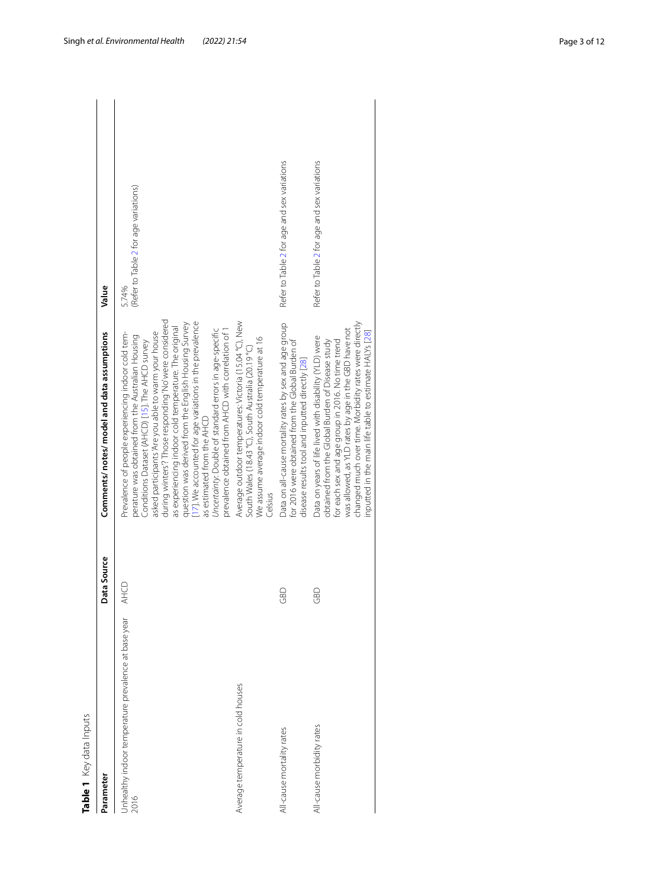**Table 1** Key data Inputs

| Parameter | Data Source | Comments/ notes/ model and data assumptions | Value |
| --- | --- | --- | --- |
| Unhealthy indoor temperature prevalence at base year 2016 | AHCD | Prevalence of people experiencing indoor cold temperature was obtained from the Australian Housing Conditions Dataset (AHCD) [15]. The AHCD survey asked participants 'Are you able to warm your house during winters'? Those responding 'No' were considered as experiencing indoor cold temperature. The original question was derived from the English Housing Survey [17]. We accounted for age variations in the prevalence as estimated from the AHCD<br>*Uncertainty*: Double of standard errors in age-specific prevalence obtained from AHCD with correlation of 1 | 5.74%<br>(Refer to Table 2 for age variations) |
| Average temperature in cold houses | | Average outdoor temperatures: Victoria (15.04 °C), New South Wales (18.43 °C), South Australia (20.19 °C)<br>We assume average indoor cold temperature at 16 Celsius | |
| All-cause mortality rates | GBD | Data on all-cause mortality rates by sex and age group for 2016 were obtained from the Global Burden of disease results tool and inputted directly [28] | Refer to Table 2 for age and sex variations |
| All-cause morbidity rates | GBD | Data on years of life lived with disability (YLD) were obtained from the Global Burden of Disease study for each sex and age group in 2016. No time trend was allowed, as YLD rates by age in the GBD have not changed much over time. Morbidity rates were directly inputted in the main life table to estimate HALYs [28] | Refer to Table 2 for age and sex variations |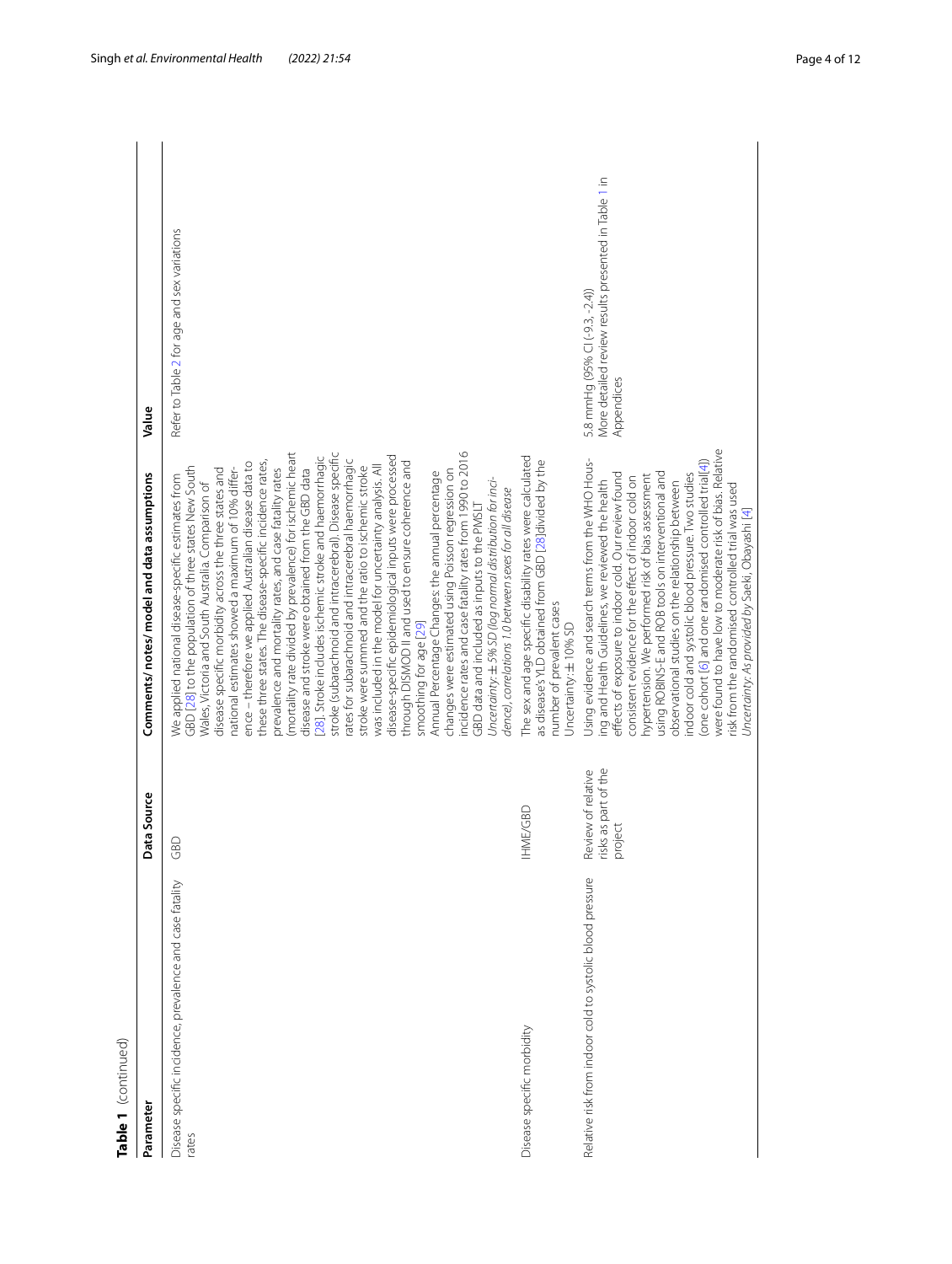**Table 1** (continued)

| Parameter | Data Source | Comments/ notes/ model and data assumptions | Value |
|---|---|---|---|
| Disease specific incidence, prevalence and case fatality rates | GBD | We applied national disease-specific estimates from GBD [28] to the population of three states New South Wales, Victoria and South Australia. Comparison of disease specific morbidity across the three states and national estimates showed a maximum of 10% difference – therefore we applied Australian disease data to these three states. The disease-specific incidence rates, prevalence and mortality rates, and case fatality rates (mortality rate divided by prevalence) for ischemic heart disease and stroke were obtained from the GBD data [28]. Stroke includes ischemic stroke and haemorrhagic stroke (subarachnoid and intracerebral). Disease specific rates for subarachnoid and intracerebral haemorrhagic stroke were summed and the ratio to ischemic stroke was included in the model for uncertainty analysis. All disease-specific epidemiological inputs were processed through DISMOD II and used to ensure coherence and smoothing for age [29]<br>Annual Percentage Changes: the annual percentage changes were estimated using Poisson regression on incidence rates and case fatality rates from 1990 to 2016 GBD data and included as inputs to the PMSLT<br>*Uncertainty: ± 5% SD (log normal distribution for incidence), correlations 1.0 between sexes for all disease* | Refer to Table 2 for age and sex variations |
| Disease specific morbidity | IHME/GBD | The sex and age specific disability rates were calculated as disease's YLD obtained from GBD [28] divided by the number of prevalent cases<br>Uncertainty: ± 10% SD | |
| Relative risk from indoor cold to systolic blood pressure | Review of relative risks as part of the project | Using evidence and search terms from the WHO Housing and Health Guidelines, we reviewed the health effects of exposure to indoor cold. Our review found consistent evidence for the effect of indoor cold on hypertension. We performed risk of bias assessment using ROBINS-E and ROB tools on interventional and observational studies on the relationship between indoor cold and systolic blood pressure. Two studies (one cohort [6] and one randomised controlled trial[4]) were found to have low to moderate risk of bias. Relative risk from the randomised controlled trial was used<br>*Uncertainty: As provided by Saeki, Obayashi [4]* | 5.8 mmHg (95% CI (-9.3, -2.4))<br>More detailed review results presented in Table 1 in Appendices |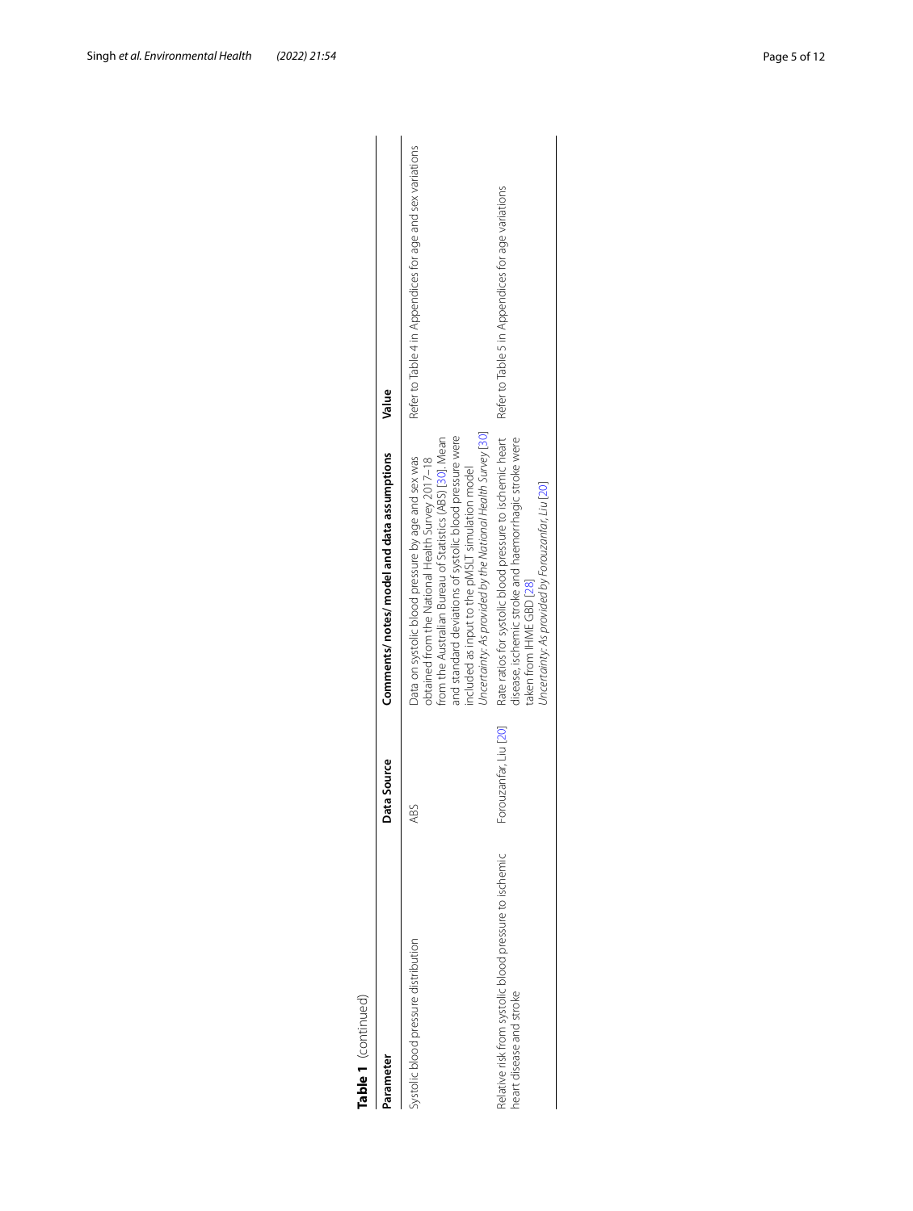**Table 1** (continued)

| Parameter | Data Source | Comments/ notes/ model and data assumptions | Value |
|---|---|---|---|
| Systolic blood pressure distribution | ABS | Data on systolic blood pressure by age and sex was obtained from the National Health Survey 2017–18 from the Australian Bureau of Statistics (ABS) [30]. Mean and standard deviations of systolic blood pressure were included as input to the pMSLT simulation model<br>*Uncertainty: As provided by the National Health Survey* [30] | Refer to Table 4 in Appendices for age and sex variations |
| Relative risk from systolic blood pressure to ischemic heart disease and stroke | Forouzanfar, Liu [20] | Rate ratios for systolic blood pressure to ischemic heart disease, ischemic stroke and haemorrhagic stroke were taken from IHME GBD [28]<br>*Uncertainty: As provided by Forouzanfar, Liu* [20] | Refer to Table 5 in Appendices for age variations |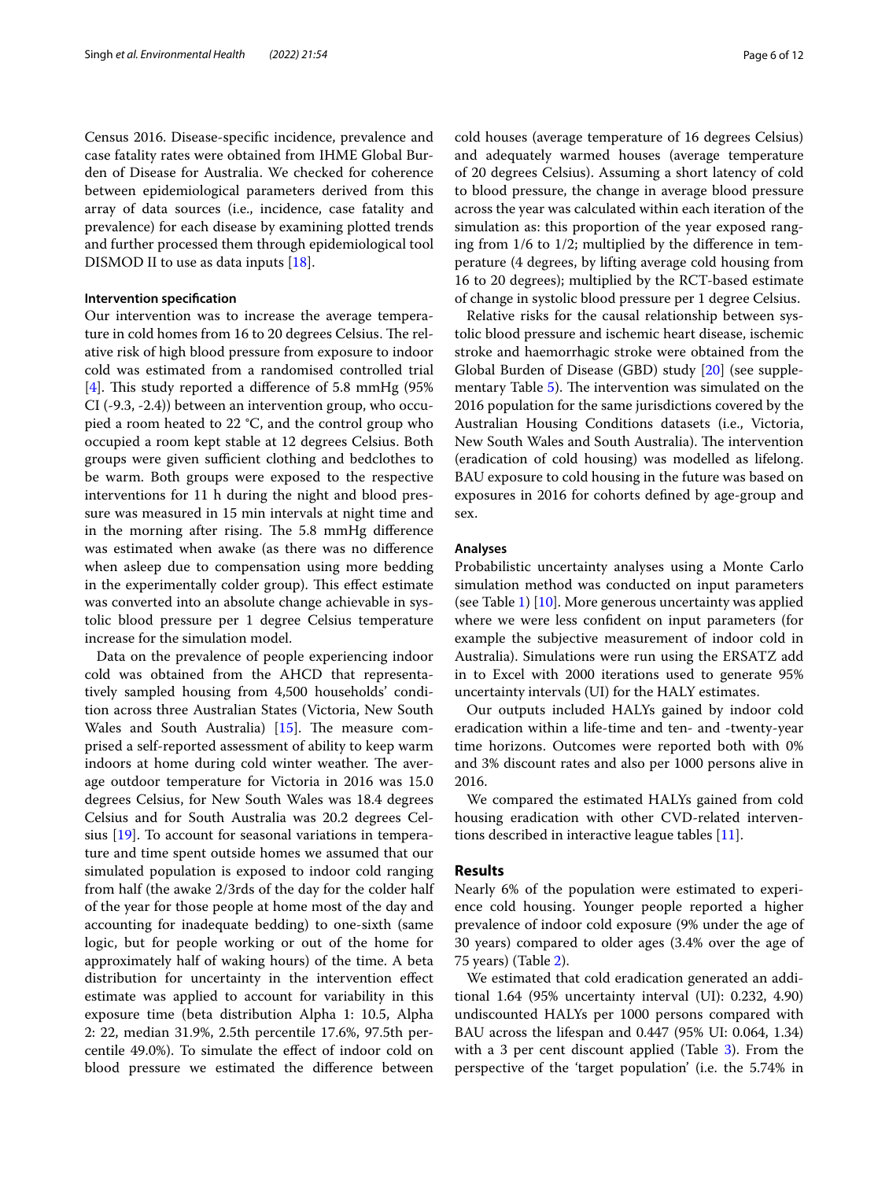Census 2016. Disease-specific incidence, prevalence and case fatality rates were obtained from IHME Global Burden of Disease for Australia. We checked for coherence between epidemiological parameters derived from this array of data sources (i.e., incidence, case fatality and prevalence) for each disease by examining plotted trends and further processed them through epidemiological tool DISMOD II to use as data inputs [18].

#### Intervention specification

Our intervention was to increase the average temperature in cold homes from 16 to 20 degrees Celsius. The relative risk of high blood pressure from exposure to indoor cold was estimated from a randomised controlled trial [4]. This study reported a difference of 5.8 mmHg (95% CI (-9.3, -2.4)) between an intervention group, who occupied a room heated to 22 °C, and the control group who occupied a room kept stable at 12 degrees Celsius. Both groups were given sufficient clothing and bedclothes to be warm. Both groups were exposed to the respective interventions for 11 h during the night and blood pressure was measured in 15 min intervals at night time and in the morning after rising. The 5.8 mmHg difference was estimated when awake (as there was no difference when asleep due to compensation using more bedding in the experimentally colder group). This effect estimate was converted into an absolute change achievable in systolic blood pressure per 1 degree Celsius temperature increase for the simulation model.

Data on the prevalence of people experiencing indoor cold was obtained from the AHCD that representatively sampled housing from 4,500 households' condition across three Australian States (Victoria, New South Wales and South Australia) [15]. The measure comprised a self-reported assessment of ability to keep warm indoors at home during cold winter weather. The average outdoor temperature for Victoria in 2016 was 15.0 degrees Celsius, for New South Wales was 18.4 degrees Celsius and for South Australia was 20.2 degrees Celsius [19]. To account for seasonal variations in temperature and time spent outside homes we assumed that our simulated population is exposed to indoor cold ranging from half (the awake 2/3rds of the day for the colder half of the year for those people at home most of the day and accounting for inadequate bedding) to one-sixth (same logic, but for people working or out of the home for approximately half of waking hours) of the time. A beta distribution for uncertainty in the intervention effect estimate was applied to account for variability in this exposure time (beta distribution Alpha 1: 10.5, Alpha 2: 22, median 31.9%, 2.5th percentile 17.6%, 97.5th percentile 49.0%). To simulate the effect of indoor cold on blood pressure we estimated the difference between cold houses (average temperature of 16 degrees Celsius) and adequately warmed houses (average temperature of 20 degrees Celsius). Assuming a short latency of cold to blood pressure, the change in average blood pressure across the year was calculated within each iteration of the simulation as: this proportion of the year exposed ranging from 1/6 to 1/2; multiplied by the difference in temperature (4 degrees, by lifting average cold housing from 16 to 20 degrees); multiplied by the RCT-based estimate of change in systolic blood pressure per 1 degree Celsius.

Relative risks for the causal relationship between systolic blood pressure and ischemic heart disease, ischemic stroke and haemorrhagic stroke were obtained from the Global Burden of Disease (GBD) study [20] (see supplementary Table 5). The intervention was simulated on the 2016 population for the same jurisdictions covered by the Australian Housing Conditions datasets (i.e., Victoria, New South Wales and South Australia). The intervention (eradication of cold housing) was modelled as lifelong. BAU exposure to cold housing in the future was based on exposures in 2016 for cohorts defined by age-group and sex.

#### Analyses

Probabilistic uncertainty analyses using a Monte Carlo simulation method was conducted on input parameters (see Table 1) [10]. More generous uncertainty was applied where we were less confident on input parameters (for example the subjective measurement of indoor cold in Australia). Simulations were run using the ERSATZ add in to Excel with 2000 iterations used to generate 95% uncertainty intervals (UI) for the HALY estimates.

Our outputs included HALYs gained by indoor cold eradication within a life-time and ten- and -twenty-year time horizons. Outcomes were reported both with 0% and 3% discount rates and also per 1000 persons alive in 2016.

We compared the estimated HALYs gained from cold housing eradication with other CVD-related interventions described in interactive league tables [11].

## Results

Nearly 6% of the population were estimated to experience cold housing. Younger people reported a higher prevalence of indoor cold exposure (9% under the age of 30 years) compared to older ages (3.4% over the age of 75 years) (Table 2).

We estimated that cold eradication generated an additional 1.64 (95% uncertainty interval (UI): 0.232, 4.90) undiscounted HALYs per 1000 persons compared with BAU across the lifespan and 0.447 (95% UI: 0.064, 1.34) with a 3 per cent discount applied (Table 3). From the perspective of the 'target population' (i.e. the 5.74% in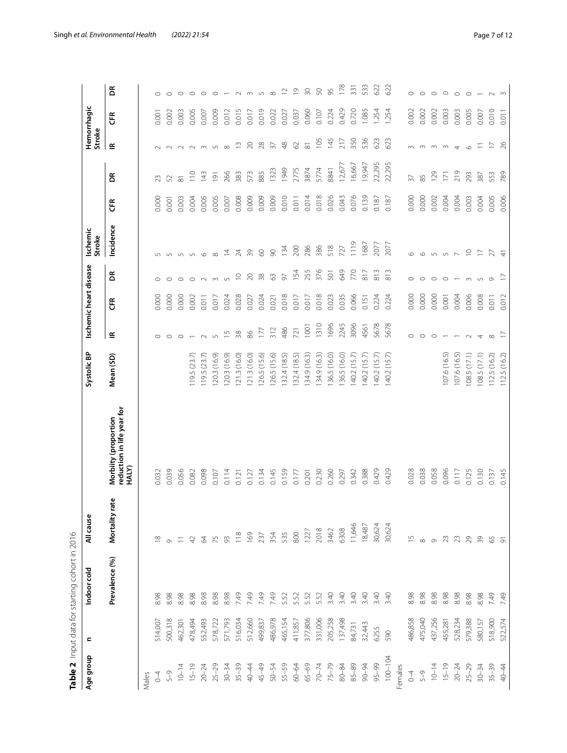**Table 2** Input data for starting cohort in 2016

| Age group | n | Indoor cold | All cause | | Systolic BP | Ischemic heart disease | | | Ischemic Stroke | | | Hemorrhagic Stroke | | |
|---|---|---|---|---|---|---|---|---|---|---|---|---|---|---|
| | | Prevalence (%) | Mortality rate | Morbiity (proportion reduction in life year for HALY) | Mean (SD) | IR | CFR | DR | Incidence | CFR | DR | IR | CFR | DR |
| Males | | | | | | | | | | | | | | |
| 0–4 | 514,007 | 8.98 | 18 | 0.032 | | 0 | 0.000 | 0 | 5 | 0.000 | 23 | 2 | 0.001 | 0 |
| 5–9 | 500,318 | 8.98 | 9 | 0.039 | | 0 | 0.000 | 0 | 5 | 0.001 | 52 | 2 | 0.002 | 0 |
| 10–14 | 462,301 | 8.98 | 11 | 0.056 | | 0 | 0.000 | 0 | 5 | 0.003 | 81 | 2 | 0.003 | 0 |
| 15–19 | 478,494 | 8.98 | 42 | 0.082 | 119.5 (23.7) | 1 | 0.002 | 0 | 5 | 0.004 | 110 | 2 | 0.005 | 0 |
| 20–24 | 552,493 | 8.98 | 64 | 0.098 | 119.5 (23.7) | 2 | 0.011 | 2 | 6 | 0.005 | 143 | 3 | 0.007 | 0 |
| 25–29 | 578,722 | 8.98 | 75 | 0.107 | 120.3 (16.9) | 5 | 0.017 | 3 | 8 | 0.005 | 191 | 5 | 0.009 | 0 |
| 30–34 | 571,793 | 8.98 | 93 | 0.114 | 120.3 (16.9) | 15 | 0.024 | 5 | 14 | 0.007 | 266 | 8 | 0.012 | 1 |
| 35–39 | 516,034 | 7.49 | 118 | 0.121 | 121.3 (16.0) | 38 | 0.028 | 10 | 24 | 0.008 | 383 | 13 | 0.015 | 2 |
| 40–44 | 512,660 | 7.49 | 169 | 0.127 | 121.3 (16.0) | 86 | 0.027 | 20 | 39 | 0.009 | 573 | 20 | 0.017 | 3 |
| 45–49 | 499,837 | 7.49 | 237 | 0.134 | 126.5 (15.6) | 177 | 0.024 | 38 | 60 | 0.009 | 885 | 28 | 0.019 | 5 |
| 50–54 | 486,978 | 7.49 | 354 | 0.145 | 126.5 (15.6) | 312 | 0.021 | 63 | 90 | 0.009 | 1323 | 37 | 0.022 | 8 |
| 55–59 | 465,154 | 5.52 | 535 | 0.159 | 132.4 (18.5) | 486 | 0.018 | 97 | 134 | 0.010 | 1949 | 48 | 0.027 | 12 |
| 60–64 | 411,857 | 5.52 | 800 | 0.177 | 132.4 (18.5) | 721 | 0.017 | 154 | 200 | 0.011 | 2775 | 62 | 0.037 | 19 |
| 65–69 | 377,806 | 5.52 | 1227 | 0.201 | 134.9 (16.3) | 1001 | 0.017 | 255 | 286 | 0.014 | 3874 | 81 | 0.060 | 30 |
| 70–74 | 331,006 | 5.52 | 2018 | 0.230 | 134.9 (16.3) | 1310 | 0.018 | 376 | 386 | 0.018 | 5774 | 105 | 0.107 | 50 |
| 75–79 | 205,258 | 3.40 | 3462 | 0.260 | 136.5 (16.0) | 1696 | 0.023 | 501 | 518 | 0.026 | 8841 | 145 | 0.224 | 95 |
| 80–84 | 137,498 | 3.40 | 6308 | 0.297 | 136.5 (16.0) | 2245 | 0.035 | 649 | 727 | 0.043 | 12,677 | 217 | 0.429 | 178 |
| 85–89 | 84,731 | 3.40 | 11,646 | 0.342 | 140.2 (15.7) | 3096 | 0.066 | 770 | 1119 | 0.076 | 16,667 | 350 | 0.720 | 331 |
| 90–94 | 32,443 | 3.40 | 18,487 | 0.388 | 140.2 (15.7) | 4561 | 0.151 | 817 | 1687 | 0.139 | 19,947 | 536 | 1.085 | 533 |
| 95–99 | 6255 | 3.40 | 30,624 | 0.429 | 140.2 (15.7) | 5678 | 0.224 | 813 | 2077 | 0.187 | 22,295 | 623 | 1.254 | 622 |
| 100–104 | 590 | 3.40 | 30,624 | 0.429 | 140.2 (15.7) | 5678 | 0.224 | 813 | 2077 | 0.187 | 22,295 | 623 | 1.254 | 622 |
| Females | | | | | | | | | | | | | | |
| 0–4 | 486,858 | 8.98 | 15 | 0.028 | | 0 | 0.000 | 0 | 6 | 0.000 | 37 | 3 | 0.002 | 0 |
| 5–9 | 475,040 | 8.98 | 8 | 0.038 | | 0 | 0.000 | 0 | 6 | 0.000 | 85 | 3 | 0.002 | 0 |
| 10–14 | 437,256 | 8.98 | 9 | 0.058 | | 0 | 0.000 | 0 | 5 | 0.002 | 129 | 3 | 0.002 | 0 |
| 15–19 | 455,281 | 8.98 | 23 | 0.096 | 107.6 (16.5) | 1 | 0.001 | 0 | 5 | 0.004 | 171 | 3 | 0.003 | 0 |
| 20–24 | 528,234 | 8.98 | 23 | 0.117 | 107.6 (16.5) | 1 | 0.004 | 1 | 7 | 0.004 | 219 | 4 | 0.003 | 0 |
| 25–29 | 579,388 | 8.98 | 29 | 0.125 | 108.5 (17.1) | 2 | 0.006 | 3 | 10 | 0.003 | 293 | 6 | 0.005 | 0 |
| 30–34 | 580,157 | 8.98 | 39 | 0.130 | 108.5 (17.1) | 4 | 0.008 | 5 | 17 | 0.004 | 387 | 11 | 0.007 | 1 |
| 35–39 | 518,900 | 7.49 | 65 | 0.137 | 112.5 (16.2) | 8 | 0.011 | 9 | 27 | 0.005 | 553 | 17 | 0.010 | 2 |
| 40–44 | 522,574 | 7.49 | 91 | 0.145 | 112.5 (16.2) | 17 | 0.012 | 17 | 41 | 0.006 | 789 | 26 | 0.011 | 3 |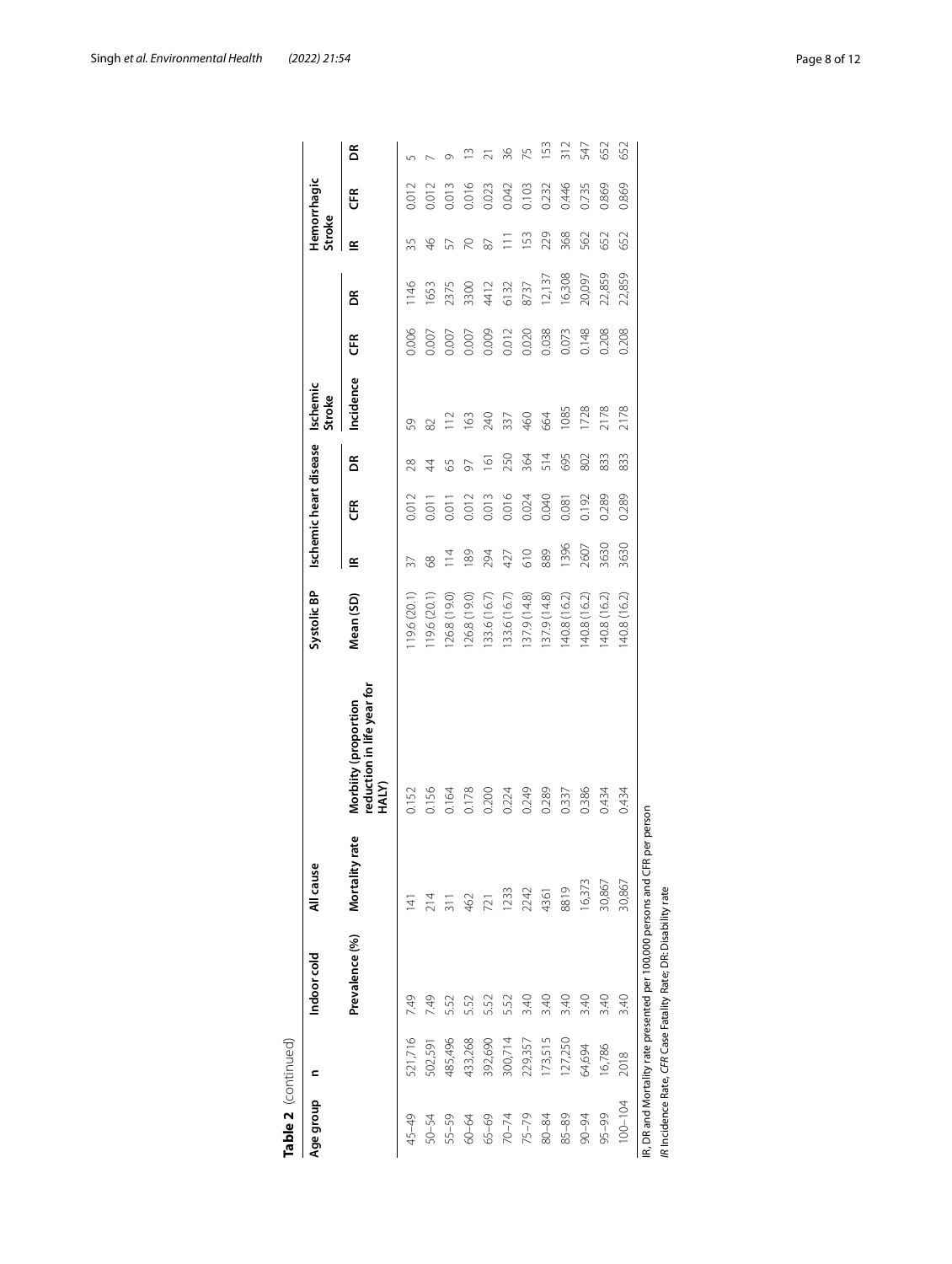**Table 2** (continued)

| Age group | n | Indoor cold | All cause | | Systolic BP | Ischemic heart disease | | | Ischemic Stroke | | | Hemorrhagic Stroke | | |
|---|---|---|---|---|---|---|---|---|---|---|---|---|---|---|
| | | Prevalence (%) | Mortality rate | Morbity (proportion reduction in life year for HALY) | Mean (SD) | IR | CFR | DR | Incidence | CFR | DR | IR | CFR | DR |
| 45–49 | 521,716 | 7.49 | 141 | 0.152 | 119.6 (20.1) | 37 | 0.012 | 28 | 59 | 0.006 | 1146 | 35 | 0.012 | 5 |
| 50–54 | 502,591 | 7.49 | 214 | 0.156 | 119.6 (20.1) | 68 | 0.011 | 44 | 82 | 0.007 | 1653 | 46 | 0.012 | 7 |
| 55–59 | 485,496 | 5.52 | 311 | 0.164 | 126.8 (19.0) | 114 | 0.011 | 65 | 112 | 0.007 | 2375 | 57 | 0.013 | 9 |
| 60–64 | 433,268 | 5.52 | 462 | 0.178 | 126.8 (19.0) | 189 | 0.012 | 97 | 163 | 0.007 | 3300 | 70 | 0.016 | 13 |
| 65–69 | 392,690 | 5.52 | 721 | 0.200 | 133.6 (16.7) | 294 | 0.013 | 161 | 240 | 0.009 | 4412 | 87 | 0.023 | 21 |
| 70–74 | 300,714 | 5.52 | 1233 | 0.224 | 133.6 (16.7) | 427 | 0.016 | 250 | 337 | 0.012 | 6132 | 111 | 0.042 | 36 |
| 75–79 | 229,357 | 3.40 | 2242 | 0.249 | 137.9 (14.8) | 610 | 0.024 | 364 | 460 | 0.020 | 8737 | 153 | 0.103 | 75 |
| 80–84 | 173,515 | 3.40 | 4361 | 0.289 | 137.9 (14.8) | 889 | 0.040 | 514 | 664 | 0.038 | 12,137 | 229 | 0.232 | 153 |
| 85–89 | 127,250 | 3.40 | 8819 | 0.337 | 140.8 (16.2) | 1396 | 0.081 | 695 | 1085 | 0.073 | 16,308 | 368 | 0.446 | 312 |
| 90–94 | 64,694 | 3.40 | 16,373 | 0.386 | 140.8 (16.2) | 2607 | 0.192 | 802 | 1728 | 0.148 | 20,097 | 562 | 0.735 | 547 |
| 95–99 | 16,786 | 3.40 | 30,867 | 0.434 | 140.8 (16.2) | 3630 | 0.289 | 833 | 2178 | 0.208 | 22,859 | 652 | 0.869 | 652 |
| 100–104 | 2018 | 3.40 | 30,867 | 0.434 | 140.8 (16.2) | 3630 | 0.289 | 833 | 2178 | 0.208 | 22,859 | 652 | 0.869 | 652 |

IR, DR and Mortality rate presented per 100,000 persons and CFR per person

*IR* Incidence Rate, *CFR* Case Fatality Rate; DR: Disability rate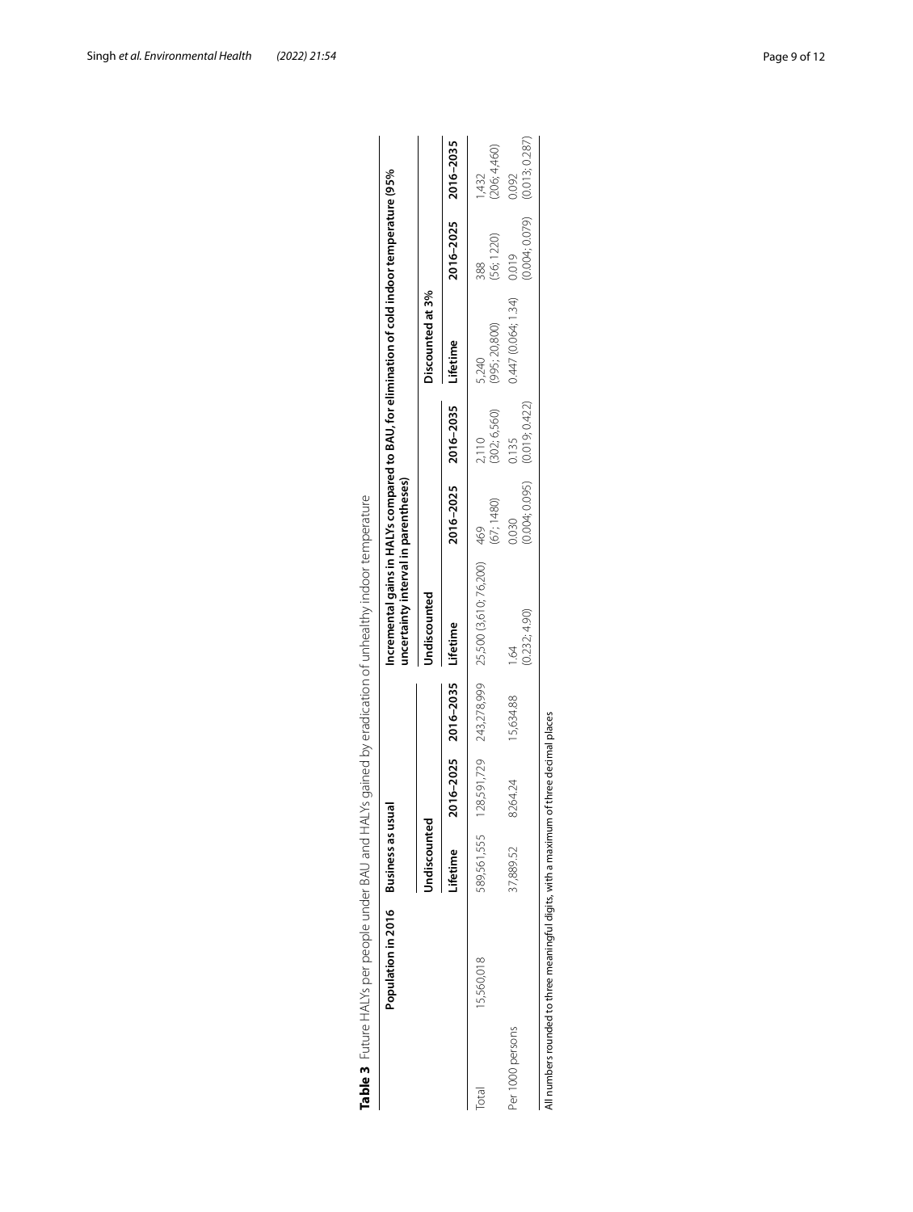**Table 3** Future HALYs per people under BAU and HALYs gained by eradication of unhealthy indoor temperature

| | Population in 2016 | Business as usual | | | Incremental gains in HALYs compared to BAU, for elimination of cold indoor temperature (95% uncertainty interval in parentheses) | | | | | |
|---|---|---|---|---|---|---|---|---|---|---|
| | | Undiscounted | | | Undiscounted | | | Discounted at 3% | | |
| | | Lifetime | 2016–2025 | 2016–2035 | Lifetime | 2016–2025 | 2016–2035 | Lifetime | 2016–2025 | 2016–2035 |
| Total | 15,560,018 | 589,561,555 | 128,591,729 | 243,278,999 | 25,500 (3,610; 76,200) | 469 (67; 1480) | 2,110 (302; 6,560) | 5,240 (995; 20,800) | 388 (56; 1220) | 1,432 (206; 4,460) |
| Per 1000 persons | | 37,889.52 | 8264.24 | 15,634.88 | 1.64 (0.232; 4.90) | 0.030 (0.004; 0.095) | 0.135 (0.019; 0.422) | 0.447 (0.064; 1.34) | 0.019 (0.004; 0.079) | 0.092 (0.013; 0.287) |

All numbers rounded to three meaningful digits, with a maximum of three decimal places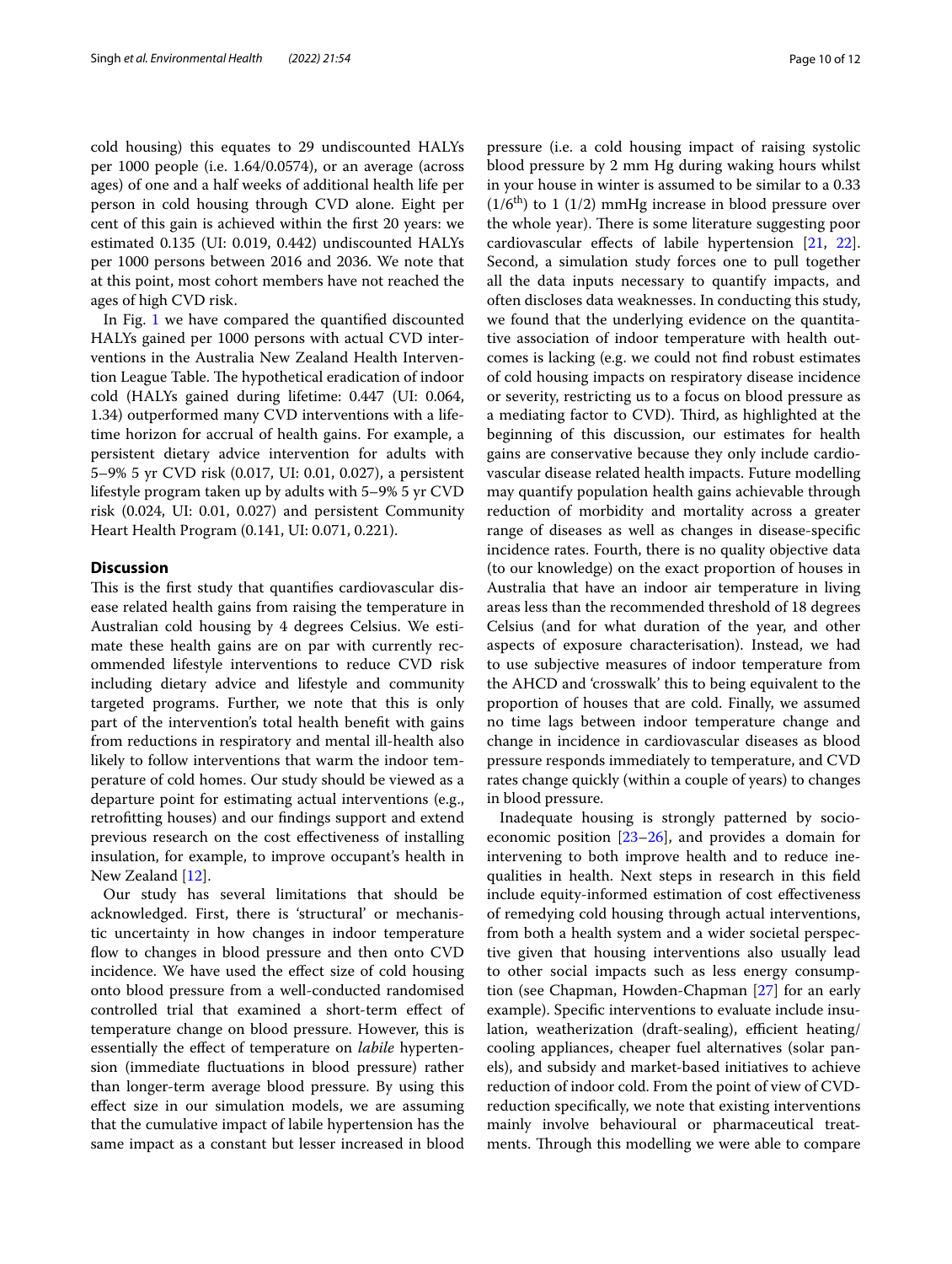cold housing) this equates to 29 undiscounted HALYs per 1000 people (i.e. 1.64/0.0574), or an average (across ages) of one and a half weeks of additional health life per person in cold housing through CVD alone. Eight per cent of this gain is achieved within the first 20 years: we estimated 0.135 (UI: 0.019, 0.442) undiscounted HALYs per 1000 persons between 2016 and 2036. We note that at this point, most cohort members have not reached the ages of high CVD risk.

In Fig. 1 we have compared the quantified discounted HALYs gained per 1000 persons with actual CVD interventions in the Australia New Zealand Health Intervention League Table. The hypothetical eradication of indoor cold (HALYs gained during lifetime: 0.447 (UI: 0.064, 1.34) outperformed many CVD interventions with a lifetime horizon for accrual of health gains. For example, a persistent dietary advice intervention for adults with 5–9% 5 yr CVD risk (0.017, UI: 0.01, 0.027), a persistent lifestyle program taken up by adults with 5–9% 5 yr CVD risk (0.024, UI: 0.01, 0.027) and persistent Community Heart Health Program (0.141, UI: 0.071, 0.221).

## Discussion

This is the first study that quantifies cardiovascular disease related health gains from raising the temperature in Australian cold housing by 4 degrees Celsius. We estimate these health gains are on par with currently recommended lifestyle interventions to reduce CVD risk including dietary advice and lifestyle and community targeted programs. Further, we note that this is only part of the intervention's total health benefit with gains from reductions in respiratory and mental ill-health also likely to follow interventions that warm the indoor temperature of cold homes. Our study should be viewed as a departure point for estimating actual interventions (e.g., retrofitting houses) and our findings support and extend previous research on the cost effectiveness of installing insulation, for example, to improve occupant's health in New Zealand [12].

Our study has several limitations that should be acknowledged. First, there is 'structural' or mechanistic uncertainty in how changes in indoor temperature flow to changes in blood pressure and then onto CVD incidence. We have used the effect size of cold housing onto blood pressure from a well-conducted randomised controlled trial that examined a short-term effect of temperature change on blood pressure. However, this is essentially the effect of temperature on *labile* hypertension (immediate fluctuations in blood pressure) rather than longer-term average blood pressure. By using this effect size in our simulation models, we are assuming that the cumulative impact of labile hypertension has the same impact as a constant but lesser increased in blood pressure (i.e. a cold housing impact of raising systolic blood pressure by 2 mm Hg during waking hours whilst in your house in winter is assumed to be similar to a 0.33 ($1/6^{th}$) to 1 (1/2) mmHg increase in blood pressure over the whole year). There is some literature suggesting poor cardiovascular effects of labile hypertension [21, 22]. Second, a simulation study forces one to pull together all the data inputs necessary to quantify impacts, and often discloses data weaknesses. In conducting this study, we found that the underlying evidence on the quantitative association of indoor temperature with health outcomes is lacking (e.g. we could not find robust estimates of cold housing impacts on respiratory disease incidence or severity, restricting us to a focus on blood pressure as a mediating factor to CVD). Third, as highlighted at the beginning of this discussion, our estimates for health gains are conservative because they only include cardiovascular disease related health impacts. Future modelling may quantify population health gains achievable through reduction of morbidity and mortality across a greater range of diseases as well as changes in disease-specific incidence rates. Fourth, there is no quality objective data (to our knowledge) on the exact proportion of houses in Australia that have an indoor air temperature in living areas less than the recommended threshold of 18 degrees Celsius (and for what duration of the year, and other aspects of exposure characterisation). Instead, we had to use subjective measures of indoor temperature from the AHCD and 'crosswalk' this to being equivalent to the proportion of houses that are cold. Finally, we assumed no time lags between indoor temperature change and change in incidence in cardiovascular diseases as blood pressure responds immediately to temperature, and CVD rates change quickly (within a couple of years) to changes in blood pressure.

Inadequate housing is strongly patterned by socioeconomic position [23–26], and provides a domain for intervening to both improve health and to reduce inequalities in health. Next steps in research in this field include equity-informed estimation of cost effectiveness of remedying cold housing through actual interventions, from both a health system and a wider societal perspective given that housing interventions also usually lead to other social impacts such as less energy consumption (see Chapman, Howden-Chapman [27] for an early example). Specific interventions to evaluate include insulation, weatherization (draft-sealing), efficient heating/cooling appliances, cheaper fuel alternatives (solar panels), and subsidy and market-based initiatives to achieve reduction of indoor cold. From the point of view of CVD-reduction specifically, we note that existing interventions mainly involve behavioural or pharmaceutical treatments. Through this modelling we were able to compare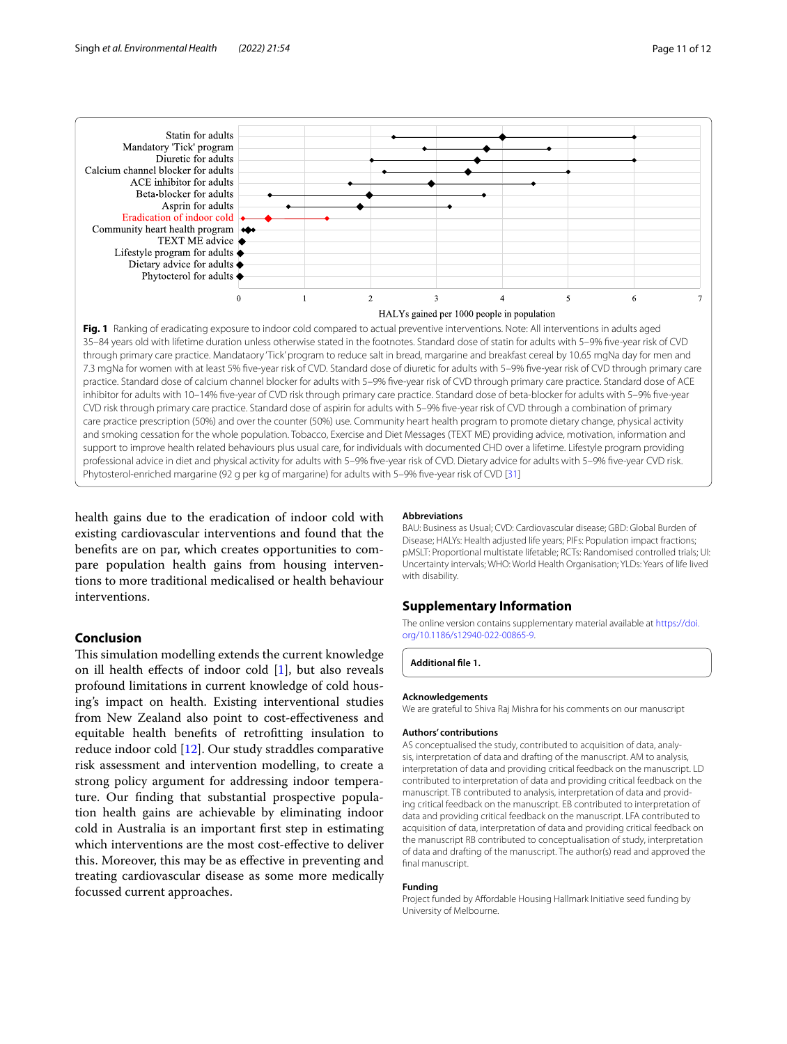**Fig. 1** Ranking of eradicating exposure to indoor cold compared to actual preventive interventions. Note: All interventions in adults aged 35–84 years old with lifetime duration unless otherwise stated in the footnotes. Standard dose of statin for adults with 5–9% five-year risk of CVD through primary care practice. Mandatoary 'Tick' program to reduce salt in bread, margarine and breakfast cereal by 10.65 mgNa day for men and 7.3 mgNa for women with at least 5% five-year risk of CVD. Standard dose of diuretic for adults with 5–9% five-year risk of CVD through primary care practice. Standard dose of calcium channel blocker for adults with 5–9% five-year risk of CVD through primary care practice. Standard dose of ACE inhibitor for adults with 10–14% five-year of CVD risk through primary care practice. Standard dose of beta-blocker for adults with 5–9% five-year CVD risk through primary care practice. Standard dose of aspirin for adults with 5–9% five-year risk of CVD through a combination of primary care practice prescription (50%) and over the counter (50%) use. Community heart health program to promote dietary change, physical activity and smoking cessation for the whole population. Tobacco, Exercise and Diet Messages (TEXT ME) providing advice, motivation, information and support to improve health related behaviours plus usual care, for individuals with documented CHD over a lifetime. Lifestyle program providing professional advice in diet and physical activity for adults with 5–9% five-year risk of CVD. Dietary advice for adults with 5–9% five-year CVD risk. Phytosterol-enriched margarine (92 g per kg of margarine) for adults with 5–9% five-year risk of CVD [31]

health gains due to the eradication of indoor cold with existing cardiovascular interventions and found that the benefits are on par, which creates opportunities to compare population health gains from housing interventions to more traditional medicalised or health behaviour interventions.

## Conclusion

This simulation modelling extends the current knowledge on ill health effects of indoor cold [1], but also reveals profound limitations in current knowledge of cold housing's impact on health. Existing interventional studies from New Zealand also point to cost-effectiveness and equitable health benefits of retrofitting insulation to reduce indoor cold [12]. Our study straddles comparative risk assessment and intervention modelling, to create a strong policy argument for addressing indoor temperature. Our finding that substantial prospective population health gains are achievable by eliminating indoor cold in Australia is an important first step in estimating which interventions are the most cost-effective to deliver this. Moreover, this may be as effective in preventing and treating cardiovascular disease as some more medically focussed current approaches.

### Abbreviations

BAU: Business as Usual; CVD: Cardiovascular disease; GBD: Global Burden of Disease; HALYs: Health adjusted life years; PIFs: Population impact fractions; pMSLT: Proportional multistate lifetable; RCTs: Randomised controlled trials; UI: Uncertainty intervals; WHO: World Health Organisation; YLDs: Years of life lived with disability.

## Supplementary Information

The online version contains supplementary material available at https://doi.org/10.1186/s12940-022-00865-9.

**Additional file 1.**

### Acknowledgements

We are grateful to Shiva Raj Mishra for his comments on our manuscript

### Authors' contributions

AS conceptualised the study, contributed to acquisition of data, analysis, interpretation of data and drafting of the manuscript. AM to analysis, interpretation of data and providing critical feedback on the manuscript. LD contributed to interpretation of data and providing critical feedback on the manuscript. TB contributed to analysis, interpretation of data and providing critical feedback on the manuscript. EB contributed to interpretation of data and providing critical feedback on the manuscript. LFA contributed to acquisition of data, interpretation of data and providing critical feedback on the manuscript RB contributed to conceptualisation of study, interpretation of data and drafting of the manuscript. The author(s) read and approved the final manuscript.

### Funding

Project funded by Affordable Housing Hallmark Initiative seed funding by University of Melbourne.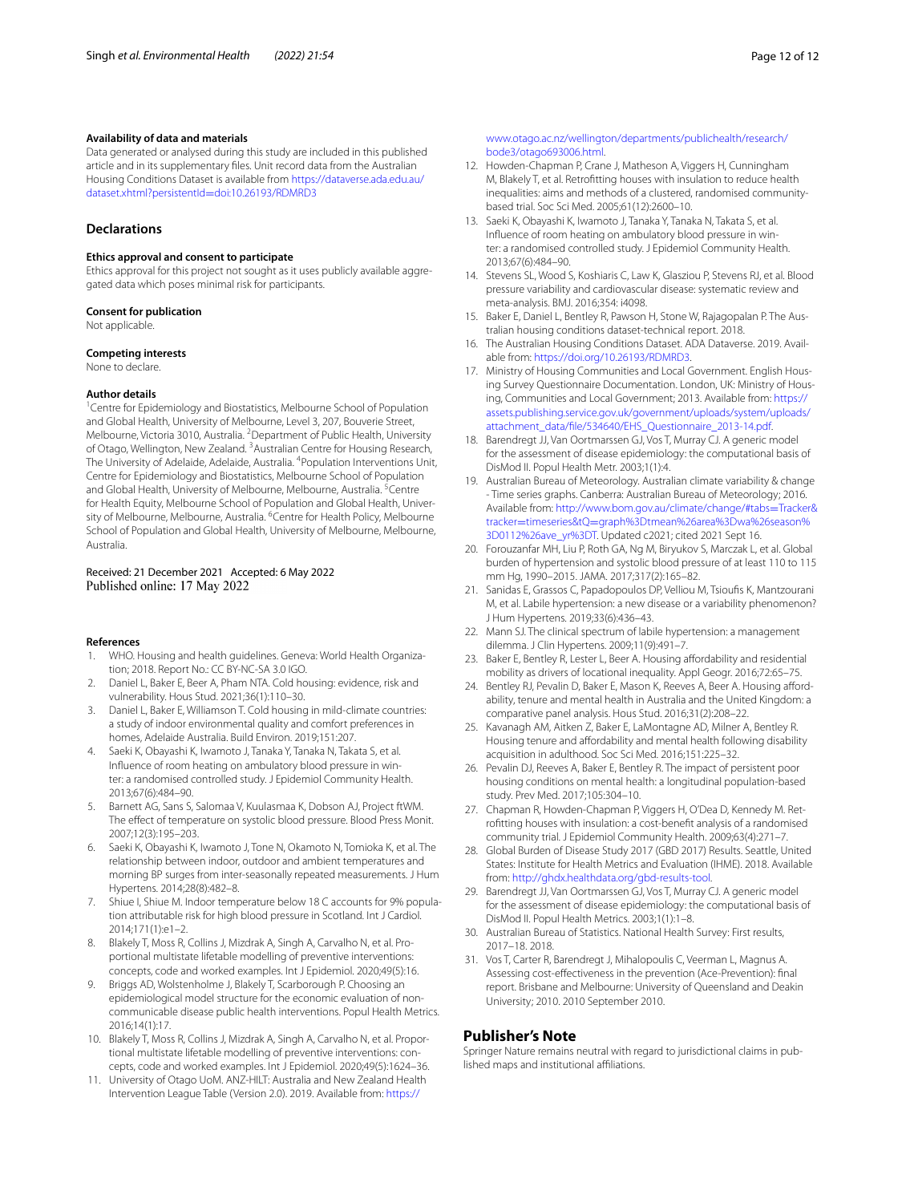### Availability of data and materials

Data generated or analysed during this study are included in this published article and in its supplementary files. Unit record data from the Australian Housing Conditions Dataset is available from https://dataverse.ada.edu.au/dataset.xhtml?persistentId=doi:10.26193/RDMRD3

## Declarations

### Ethics approval and consent to participate

Ethics approval for this project not sought as it uses publicly available aggregated data which poses minimal risk for participants.

### Consent for publication

Not applicable.

### Competing interests

None to declare.

### Author details

[1]Centre for Epidemiology and Biostatistics, Melbourne School of Population and Global Health, University of Melbourne, Level 3, 207, Bouverie Street, Melbourne, Victoria 3010, Australia. [2]Department of Public Health, University of Otago, Wellington, New Zealand. [3]Australian Centre for Housing Research, The University of Adelaide, Adelaide, Australia. [4]Population Interventions Unit, Centre for Epidemiology and Biostatistics, Melbourne School of Population and Global Health, University of Melbourne, Melbourne, Australia. [5]Centre for Health Equity, Melbourne School of Population and Global Health, University of Melbourne, Melbourne, Australia. [6]Centre for Health Policy, Melbourne School of Population and Global Health, University of Melbourne, Melbourne, Australia.

Received: 21 December 2021 Accepted: 6 May 2022
Published online: 17 May 2022

### References

1. WHO. Housing and health guidelines. Geneva: World Health Organization; 2018. Report No.: CC BY-NC-SA 3.0 IGO.
2. Daniel L, Baker E, Beer A, Pham NTA. Cold housing: evidence, risk and vulnerability. Hous Stud. 2021;36(1):110–30.
3. Daniel L, Baker E, Williamson T. Cold housing in mild-climate countries: a study of indoor environmental quality and comfort preferences in homes, Adelaide Australia. Build Environ. 2019;151:207.
4. Saeki K, Obayashi K, Iwamoto J, Tanaka Y, Tanaka N, Takata S, et al. Influence of room heating on ambulatory blood pressure in winter: a randomised controlled study. J Epidemiol Community Health. 2013;67(6):484–90.
5. Barnett AG, Sans S, Salomaa V, Kuulasmaa K, Dobson AJ, Project ftWM. The effect of temperature on systolic blood pressure. Blood Press Monit. 2007;12(3):195–203.
6. Saeki K, Obayashi K, Iwamoto J, Tone N, Okamoto N, Tomioka K, et al. The relationship between indoor, outdoor and ambient temperatures and morning BP surges from inter-seasonally repeated measurements. J Hum Hypertens. 2014;28(8):482–8.
7. Shiue I, Shiue M. Indoor temperature below 18 C accounts for 9% population attributable risk for high blood pressure in Scotland. Int J Cardiol. 2014;171(1):e1–2.
8. Blakely T, Moss R, Collins J, Mizdrak A, Singh A, Carvalho N, et al. Proportional multistate lifetable modelling of preventive interventions: concepts, code and worked examples. Int J Epidemiol. 2020;49(5):16.
9. Briggs AD, Wolstenholme J, Blakely T, Scarborough P. Choosing an epidemiological model structure for the economic evaluation of noncommunicable disease public health interventions. Popul Health Metrics. 2016;14(1):17.
10. Blakely T, Moss R, Collins J, Mizdrak A, Singh A, Carvalho N, et al. Proportional multistate lifetable modelling of preventive interventions: concepts, code and worked examples. Int J Epidemiol. 2020;49(5):1624–36.
11. University of Otago UoM. ANZ-HILT: Australia and New Zealand Health Intervention League Table (Version 2.0). 2019. Available from: https://www.otago.ac.nz/wellington/departments/publichealth/research/bode3/otago693006.html.
12. Howden-Chapman P, Crane J, Matheson A, Viggers H, Cunningham M, Blakely T, et al. Retrofitting houses with insulation to reduce health inequalities: aims and methods of a clustered, randomised community-based trial. Soc Sci Med. 2005;61(12):2600–10.
13. Saeki K, Obayashi K, Iwamoto J, Tanaka Y, Tanaka N, Takata S, et al. Influence of room heating on ambulatory blood pressure in winter: a randomised controlled study. J Epidemiol Community Health. 2013;67(6):484–90.
14. Stevens SL, Wood S, Koshiaris C, Law K, Glasziou P, Stevens RJ, et al. Blood pressure variability and cardiovascular disease: systematic review and meta-analysis. BMJ. 2016;354: i4098.
15. Baker E, Daniel L, Bentley R, Pawson H, Stone W, Rajagopalan P. The Australian housing conditions dataset-technical report. 2018.
16. The Australian Housing Conditions Dataset. ADA Dataverse. 2019. Available from: https://doi.org/10.26193/RDMRD3.
17. Ministry of Housing Communities and Local Government. English Housing Survey Questionnaire Documentation. London, UK: Ministry of Housing, Communities and Local Government; 2013. Available from: https://assets.publishing.service.gov.uk/government/uploads/system/uploads/attachment_data/file/534640/EHS_Questionnaire_2013-14.pdf.
18. Barendregt JJ, Van Oortmarssen GJ, Vos T, Murray CJ. A generic model for the assessment of disease epidemiology: the computational basis of DisMod II. Popul Health Metr. 2003;1(1):4.
19. Australian Bureau of Meteorology. Australian climate variability & change - Time series graphs. Canberra: Australian Bureau of Meteorology; 2016. Available from: http://www.bom.gov.au/climate/change/#tabs=Tracker&tracker=timeseries&tQ=graph%3Dtmean%26area%3Dwa%26season%3D0112%26ave_yr%3DT. Updated c2021; cited 2021 Sept 16.
20. Forouzanfar MH, Liu P, Roth GA, Ng M, Biryukov S, Marczak L, et al. Global burden of hypertension and systolic blood pressure of at least 110 to 115 mm Hg, 1990–2015. JAMA. 2017;317(2):165–82.
21. Sanidas E, Grassos C, Papadopoulos DP, Velliou M, Tsioufis K, Mantzourani M, et al. Labile hypertension: a new disease or a variability phenomenon? J Hum Hypertens. 2019;33(6):436–43.
22. Mann SJ. The clinical spectrum of labile hypertension: a management dilemma. J Clin Hypertens. 2009;11(9):491–7.
23. Baker E, Bentley R, Lester L, Beer A. Housing affordability and residential mobility as drivers of locational inequality. Appl Geogr. 2016;72:65–75.
24. Bentley RJ, Pevalin D, Baker E, Mason K, Reeves A, Beer A. Housing affordability, tenure and mental health in Australia and the United Kingdom: a comparative panel analysis. Hous Stud. 2016;31(2):208–22.
25. Kavanagh AM, Aitken Z, Baker E, LaMontagne AD, Milner A, Bentley R. Housing tenure and affordability and mental health following disability acquisition in adulthood. Soc Sci Med. 2016;151:225–32.
26. Pevalin DJ, Reeves A, Baker E, Bentley R. The impact of persistent poor housing conditions on mental health: a longitudinal population-based study. Prev Med. 2017;105:304–10.
27. Chapman R, Howden-Chapman P, Viggers H, O'Dea D, Kennedy M. Retrofitting houses with insulation: a cost-benefit analysis of a randomised community trial. J Epidemiol Community Health. 2009;63(4):271–7.
28. Global Burden of Disease Study 2017 (GBD 2017) Results. Seattle, United States: Institute for Health Metrics and Evaluation (IHME). 2018. Available from: http://ghdx.healthdata.org/gbd-results-tool.
29. Barendregt JJ, Van Oortmarssen GJ, Vos T, Murray CJ. A generic model for the assessment of disease epidemiology: the computational basis of DisMod II. Popul Health Metrics. 2003;1(1):1–8.
30. Australian Bureau of Statistics. National Health Survey: First results, 2017–18. 2018.
31. Vos T, Carter R, Barendregt J, Mihalopoulis C, Veerman L, Magnus A. Assessing cost-effectiveness in the prevention (Ace-Prevention): final report. Brisbane and Melbourne: University of Queensland and Deakin University; 2010. 2010 September 2010.

## Publisher's Note

Springer Nature remains neutral with regard to jurisdictional claims in published maps and institutional affiliations.